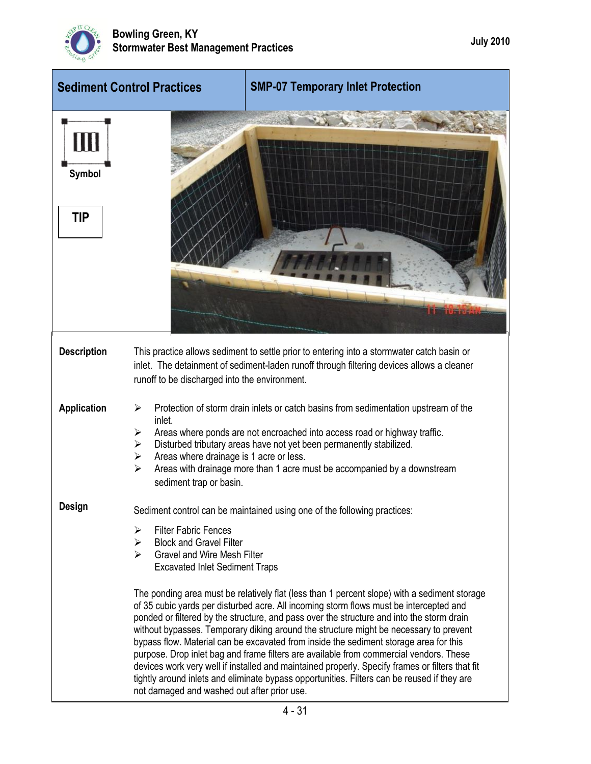## Sediment Control Practices

## SMP-07 Temporary Inlet Protection

Symbol

TIP

**Description**

This practice allows sediment to settle prior to entering into a stormwater catch basin or inlet. The detainment of sediment-laden runoff through filtering devices allows a cleaner runoff to be discharged into the environment.

**Application**

- Protection of storm drain inlets or catch basins from sedimentation upstream of the inlet.
- Areas where ponds are not encroached into access road or highway traffic.
- Disturbed tributary areas have not yet been permanently stabilized.
- Areas where drainage is 1 acre or less.
- Areas with drainage more than 1 acre must be accompanied by a downstream sediment trap or basin.

**Design**

Sediment control can be maintained using one of the following practices:

- Filter Fabric Fences
- Block and Gravel Filter
- Gravel and Wire Mesh Filter
- Excavated Inlet Sediment Traps

The ponding area must be relatively flat (less than 1 percent slope) with a sediment storage of 35 cubic yards per disturbed acre. All incoming storm flows must be intercepted and ponded or filtered by the structure, and pass over the structure and into the storm drain without bypasses. Temporary diking around the structure might be necessary to prevent bypass flow. Material can be excavated from inside the sediment storage area for this purpose. Drop inlet bag and frame filters are available from commercial vendors. These devices work very well if installed and maintained properly. Specify frames or filters that fit tightly around inlets and eliminate bypass opportunities. Filters can be reused if they are not damaged and washed out after prior use.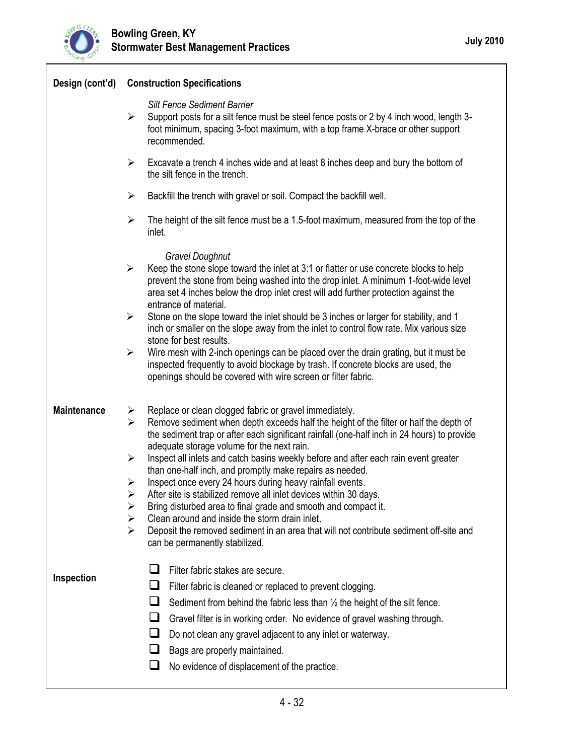**Design (cont'd)** **Construction Specifications**

*Silt Fence Sediment Barrier*

- Support posts for a silt fence must be steel fence posts or 2 by 4 inch wood, length 3-foot minimum, spacing 3-foot maximum, with a top frame X-brace or other support recommended.
- Excavate a trench 4 inches wide and at least 8 inches deep and bury the bottom of the silt fence in the trench.
- Backfill the trench with gravel or soil. Compact the backfill well.
- The height of the silt fence must be a 1.5-foot maximum, measured from the top of the inlet.

*Gravel Doughnut*

- Keep the stone slope toward the inlet at 3:1 or flatter or use concrete blocks to help prevent the stone from being washed into the drop inlet. A minimum 1-foot-wide level area set 4 inches below the drop inlet crest will add further protection against the entrance of material.
- Stone on the slope toward the inlet should be 3 inches or larger for stability, and 1 inch or smaller on the slope away from the inlet to control flow rate. Mix various size stone for best results.
- Wire mesh with 2-inch openings can be placed over the drain grating, but it must be inspected frequently to avoid blockage by trash. If concrete blocks are used, the openings should be covered with wire screen or filter fabric.

**Maintenance**

- Replace or clean clogged fabric or gravel immediately.
- Remove sediment when depth exceeds half the height of the filter or half the depth of the sediment trap or after each significant rainfall (one-half inch in 24 hours) to provide adequate storage volume for the next rain.
- Inspect all inlets and catch basins weekly before and after each rain event greater than one-half inch, and promptly make repairs as needed.
- Inspect once every 24 hours during heavy rainfall events.
- After site is stabilized remove all inlet devices within 30 days.
- Bring disturbed area to final grade and smooth and compact it.
- Clean around and inside the storm drain inlet.
- Deposit the removed sediment in an area that will not contribute sediment off-site and can be permanently stabilized.

**Inspection**

- [ ] Filter fabric stakes are secure.
- [ ] Filter fabric is cleaned or replaced to prevent clogging.
- [ ] Sediment from behind the fabric less than ½ the height of the silt fence.
- [ ] Gravel filter is in working order. No evidence of gravel washing through.
- [ ] Do not clean any gravel adjacent to any inlet or waterway.
- [ ] Bags are properly maintained.
- [ ] No evidence of displacement of the practice.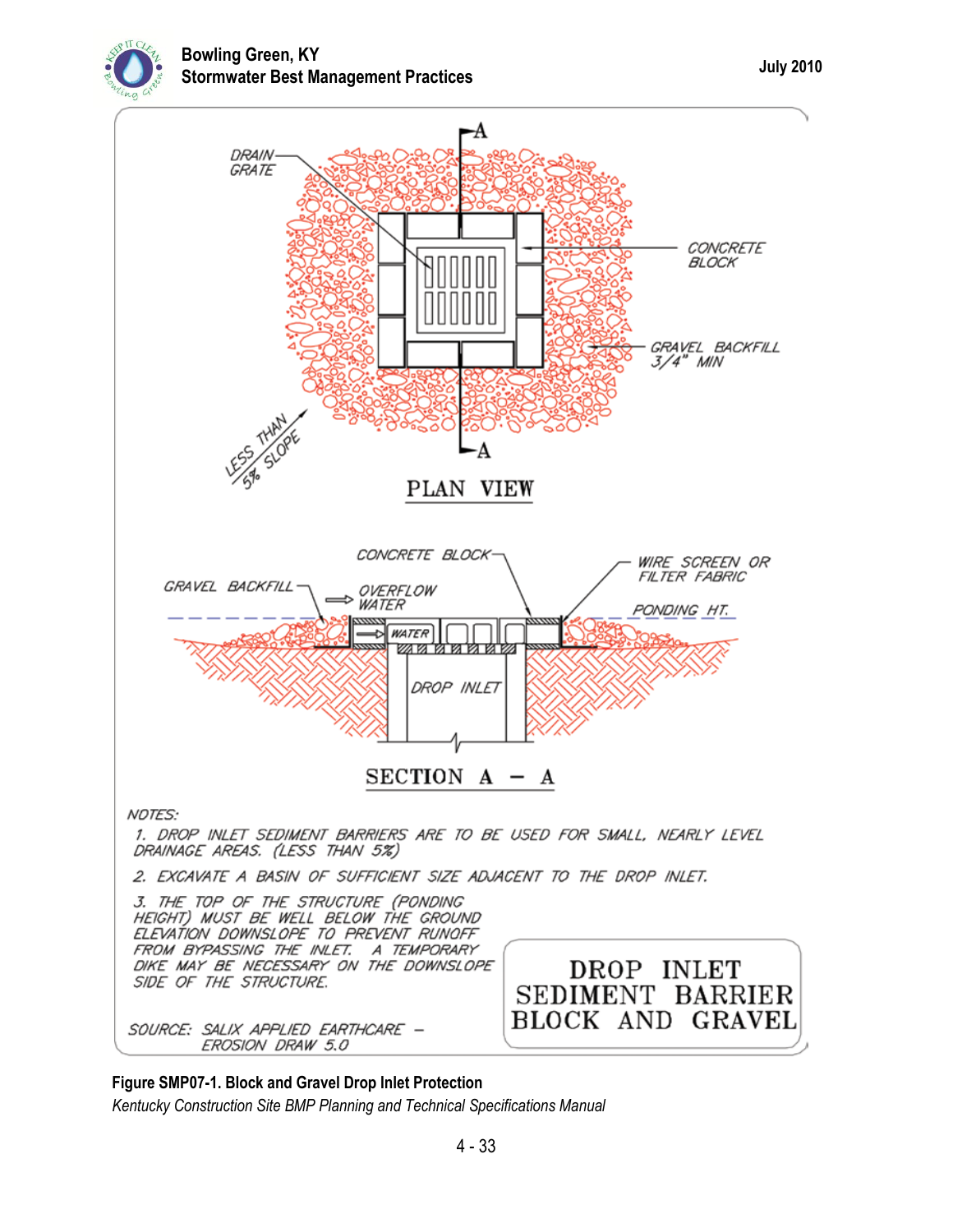DRAIN GRATE

CONCRETE BLOCK

GRAVEL BACKFILL 3/4" MIN

LESS THAN 5% SLOPE

A

A

PLAN VIEW

CONCRETE BLOCK

GRAVEL BACKFILL

OVERFLOW WATER

WIRE SCREEN OR FILTER FABRIC

PONDING HT.

WATER

DROP INLET

SECTION A – A

NOTES:

1. DROP INLET SEDIMENT BARRIERS ARE TO BE USED FOR SMALL, NEARLY LEVEL DRAINAGE AREAS. (LESS THAN 5%)

2. EXCAVATE A BASIN OF SUFFICIENT SIZE ADJACENT TO THE DROP INLET.

3. THE TOP OF THE STRUCTURE (PONDING HEIGHT) MUST BE WELL BELOW THE GROUND ELEVATION DOWNSLOPE TO PREVENT RUNOFF FROM BYPASSING THE INLET. A TEMPORARY DIKE MAY BE NECESSARY ON THE DOWNSLOPE SIDE OF THE STRUCTURE.

SOURCE: SALIX APPLIED EARTHCARE – EROSION DRAW 5.0

DROP INLET SEDIMENT BARRIER BLOCK AND GRAVEL

**Figure SMP07-1. Block and Gravel Drop Inlet Protection**

*Kentucky Construction Site BMP Planning and Technical Specifications Manual*